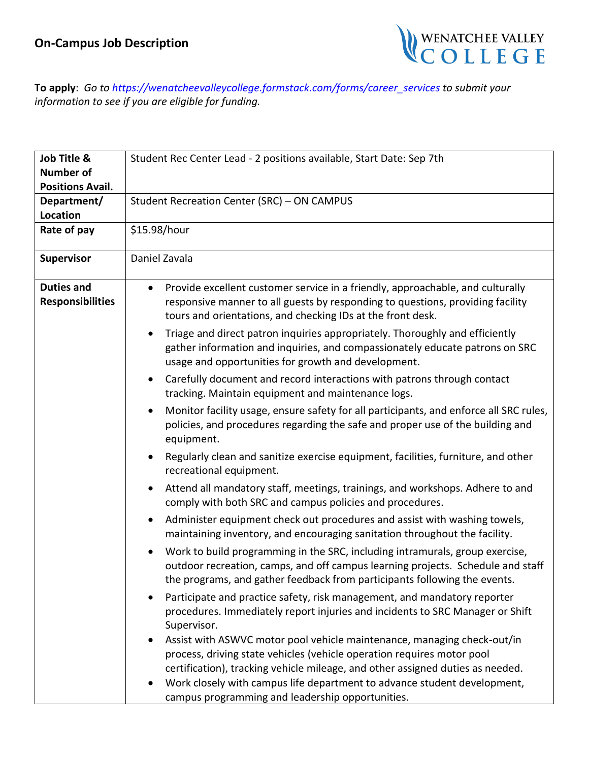## On-Campus Job Description

**To apply**: *Go to https://wenatcheevalleycollege.formstack.com/forms/career_services to submit your information to see if you are eligible for funding.*

| | |
|---|---|
| **Job Title & Number of Positions Avail.** | Student Rec Center Lead - 2 positions available, Start Date: Sep 7th |
| **Department/ Location** | Student Recreation Center (SRC) – ON CAMPUS |
| **Rate of pay** | $15.98/hour |
| **Supervisor** | Daniel Zavala |
| **Duties and Responsibilities** | • Provide excellent customer service in a friendly, approachable, and culturally responsive manner to all guests by responding to questions, providing facility tours and orientations, and checking IDs at the front desk.<br>• Triage and direct patron inquiries appropriately. Thoroughly and efficiently gather information and inquiries, and compassionately educate patrons on SRC usage and opportunities for growth and development.<br>• Carefully document and record interactions with patrons through contact tracking. Maintain equipment and maintenance logs.<br>• Monitor facility usage, ensure safety for all participants, and enforce all SRC rules, policies, and procedures regarding the safe and proper use of the building and equipment.<br>• Regularly clean and sanitize exercise equipment, facilities, furniture, and other recreational equipment.<br>• Attend all mandatory staff, meetings, trainings, and workshops. Adhere to and comply with both SRC and campus policies and procedures.<br>• Administer equipment check out procedures and assist with washing towels, maintaining inventory, and encouraging sanitation throughout the facility.<br>• Work to build programming in the SRC, including intramurals, group exercise, outdoor recreation, camps, and off campus learning projects. Schedule and staff the programs, and gather feedback from participants following the events.<br>• Participate and practice safety, risk management, and mandatory reporter procedures. Immediately report injuries and incidents to SRC Manager or Shift Supervisor.<br>• Assist with ASWVC motor pool vehicle maintenance, managing check-out/in process, driving state vehicles (vehicle operation requires motor pool certification), tracking vehicle mileage, and other assigned duties as needed.<br>• Work closely with campus life department to advance student development, campus programming and leadership opportunities. |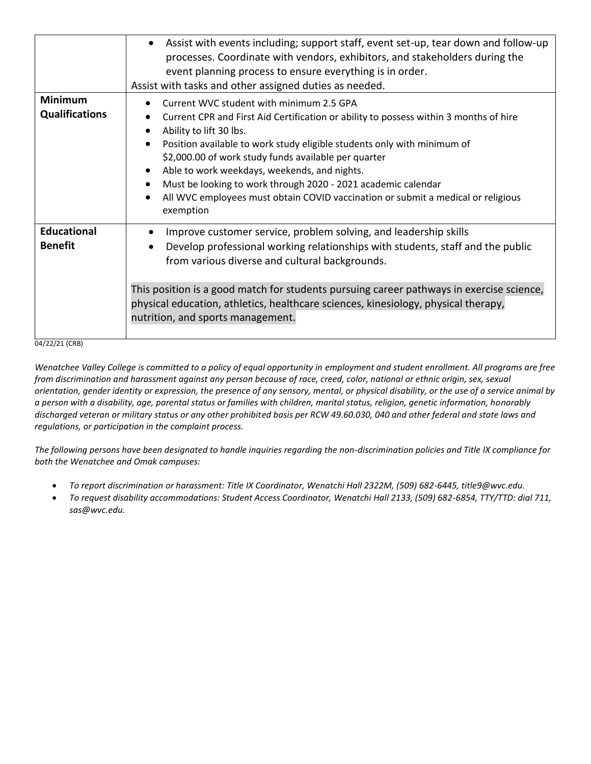| | |
|---|---|
| | • Assist with events including; support staff, event set-up, tear down and follow-up processes. Coordinate with vendors, exhibitors, and stakeholders during the event planning process to ensure everything is in order.<br>Assist with tasks and other assigned duties as needed. |
| **Minimum Qualifications** | • Current WVC student with minimum 2.5 GPA<br>• Current CPR and First Aid Certification or ability to possess within 3 months of hire<br>• Ability to lift 30 lbs.<br>• Position available to work study eligible students only with minimum of \$2,000.00 of work study funds available per quarter<br>• Able to work weekdays, weekends, and nights.<br>• Must be looking to work through 2020 - 2021 academic calendar<br>• All WVC employees must obtain COVID vaccination or submit a medical or religious exemption |
| **Educational Benefit** | • Improve customer service, problem solving, and leadership skills<br>• Develop professional working relationships with students, staff and the public from various diverse and cultural backgrounds.<br><br>This position is a good match for students pursuing career pathways in exercise science, physical education, athletics, healthcare sciences, kinesiology, physical therapy, nutrition, and sports management. |

04/22/21 (CRB)

*Wenatchee Valley College is committed to a policy of equal opportunity in employment and student enrollment. All programs are free from discrimination and harassment against any person because of race, creed, color, national or ethnic origin, sex, sexual orientation, gender identity or expression, the presence of any sensory, mental, or physical disability, or the use of a service animal by a person with a disability, age, parental status or families with children, marital status, religion, genetic information, honorably discharged veteran or military status or any other prohibited basis per RCW 49.60.030, 040 and other federal and state laws and regulations, or participation in the complaint process.*

*The following persons have been designated to handle inquiries regarding the non-discrimination policies and Title IX compliance for both the Wenatchee and Omak campuses:*

- *To report discrimination or harassment: Title IX Coordinator, Wenatchi Hall 2322M, (509) 682-6445, title9@wvc.edu.*
- *To request disability accommodations: Student Access Coordinator, Wenatchi Hall 2133, (509) 682-6854, TTY/TTD: dial 711, sas@wvc.edu.*